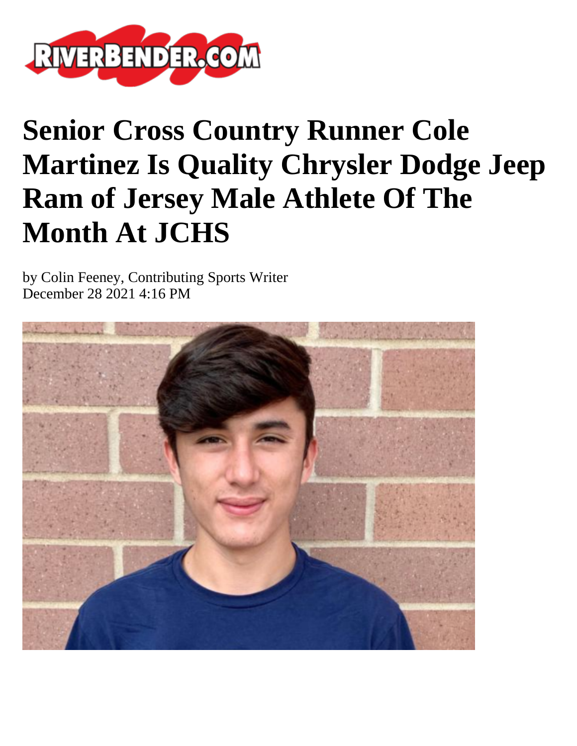# Senior Cross Country Runner Cole Martinez Is Quality Chrysler Dodge Jeep Ram of Jersey Male Athlete Of The Month At JCHS

by Colin Feeney, Contributing Sports Writer
December 28 2021 4:16 PM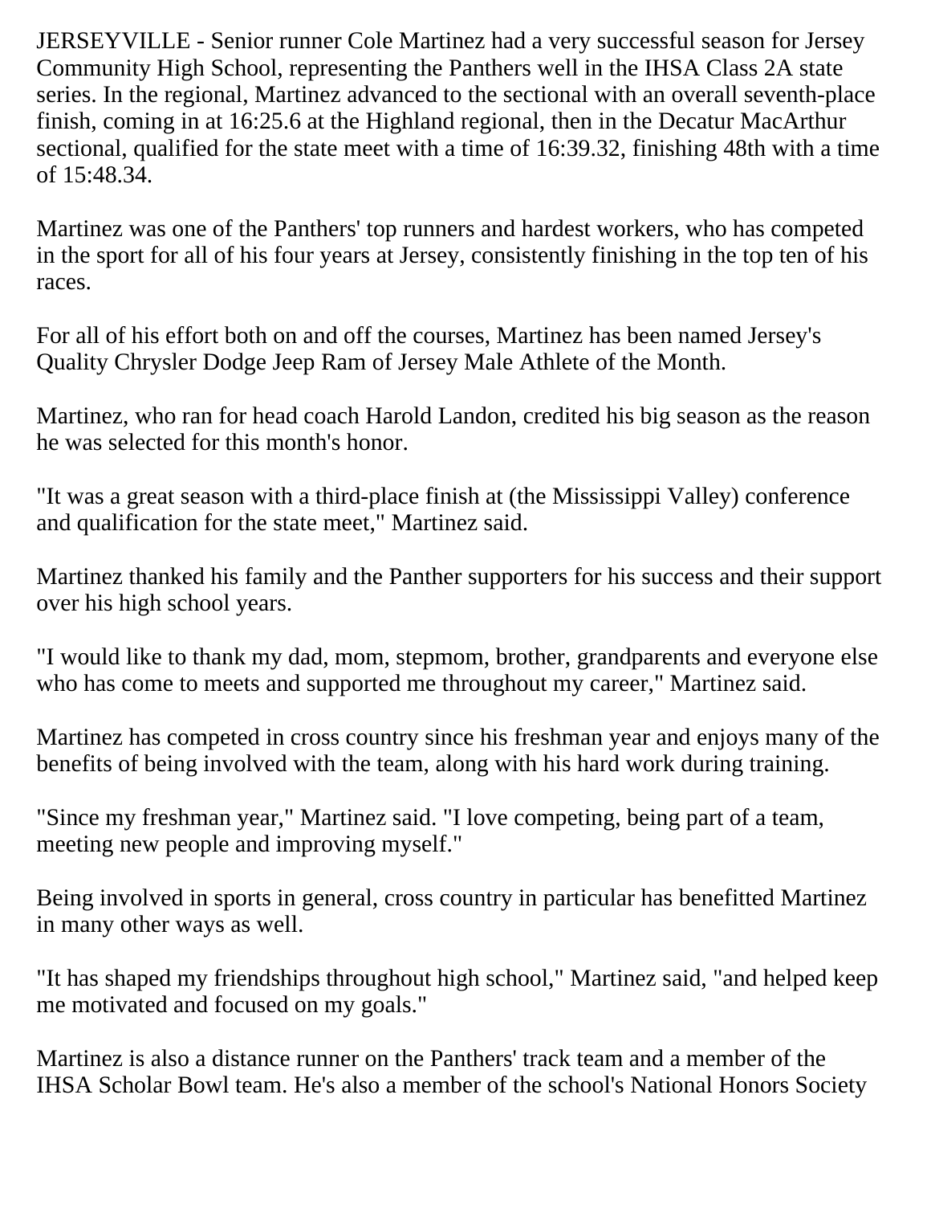JERSEYVILLE - Senior runner Cole Martinez had a very successful season for Jersey Community High School, representing the Panthers well in the IHSA Class 2A state series. In the regional, Martinez advanced to the sectional with an overall seventh-place finish, coming in at 16:25.6 at the Highland regional, then in the Decatur MacArthur sectional, qualified for the state meet with a time of 16:39.32, finishing 48th with a time of 15:48.34.

Martinez was one of the Panthers' top runners and hardest workers, who has competed in the sport for all of his four years at Jersey, consistently finishing in the top ten of his races.

For all of his effort both on and off the courses, Martinez has been named Jersey's Quality Chrysler Dodge Jeep Ram of Jersey Male Athlete of the Month.

Martinez, who ran for head coach Harold Landon, credited his big season as the reason he was selected for this month's honor.

"It was a great season with a third-place finish at (the Mississippi Valley) conference and qualification for the state meet," Martinez said.

Martinez thanked his family and the Panther supporters for his success and their support over his high school years.

"I would like to thank my dad, mom, stepmom, brother, grandparents and everyone else who has come to meets and supported me throughout my career," Martinez said.

Martinez has competed in cross country since his freshman year and enjoys many of the benefits of being involved with the team, along with his hard work during training.

"Since my freshman year," Martinez said. "I love competing, being part of a team, meeting new people and improving myself."

Being involved in sports in general, cross country in particular has benefitted Martinez in many other ways as well.

"It has shaped my friendships throughout high school," Martinez said, "and helped keep me motivated and focused on my goals."

Martinez is also a distance runner on the Panthers' track team and a member of the IHSA Scholar Bowl team. He's also a member of the school's National Honors Society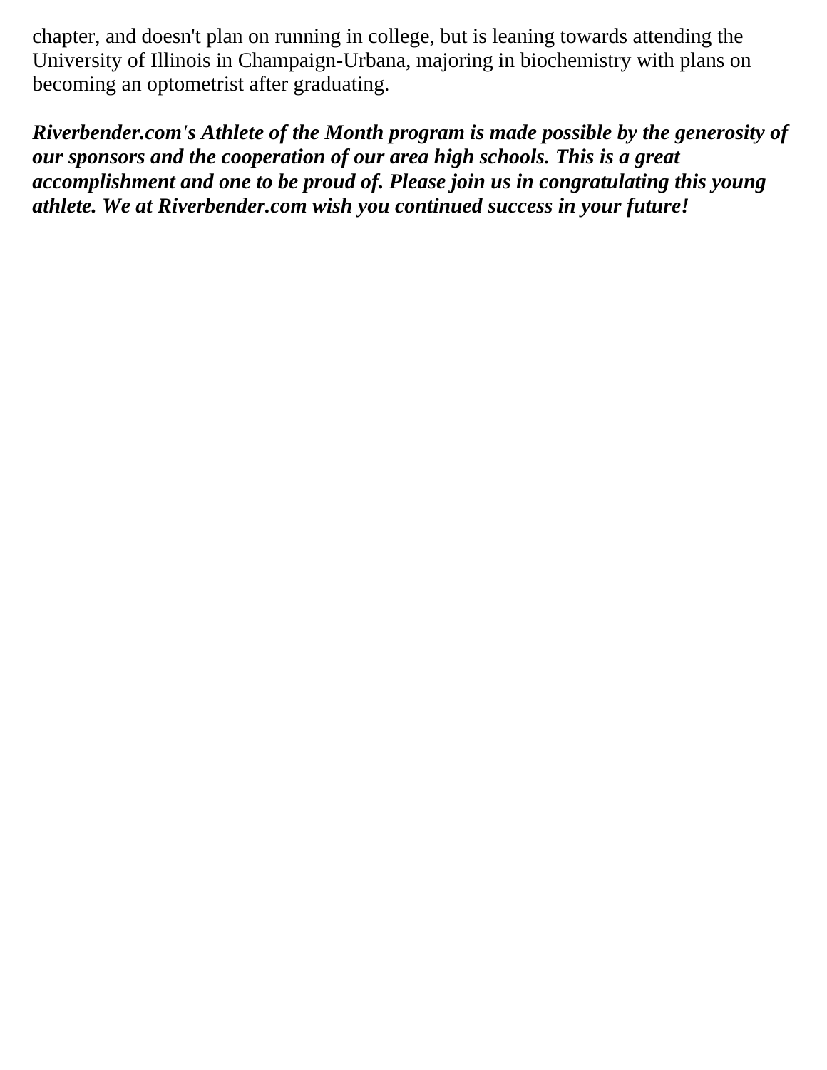chapter, and doesn't plan on running in college, but is leaning towards attending the University of Illinois in Champaign-Urbana, majoring in biochemistry with plans on becoming an optometrist after graduating.

***Riverbender.com's Athlete of the Month program is made possible by the generosity of our sponsors and the cooperation of our area high schools. This is a great accomplishment and one to be proud of. Please join us in congratulating this young athlete. We at Riverbender.com wish you continued success in your future!***